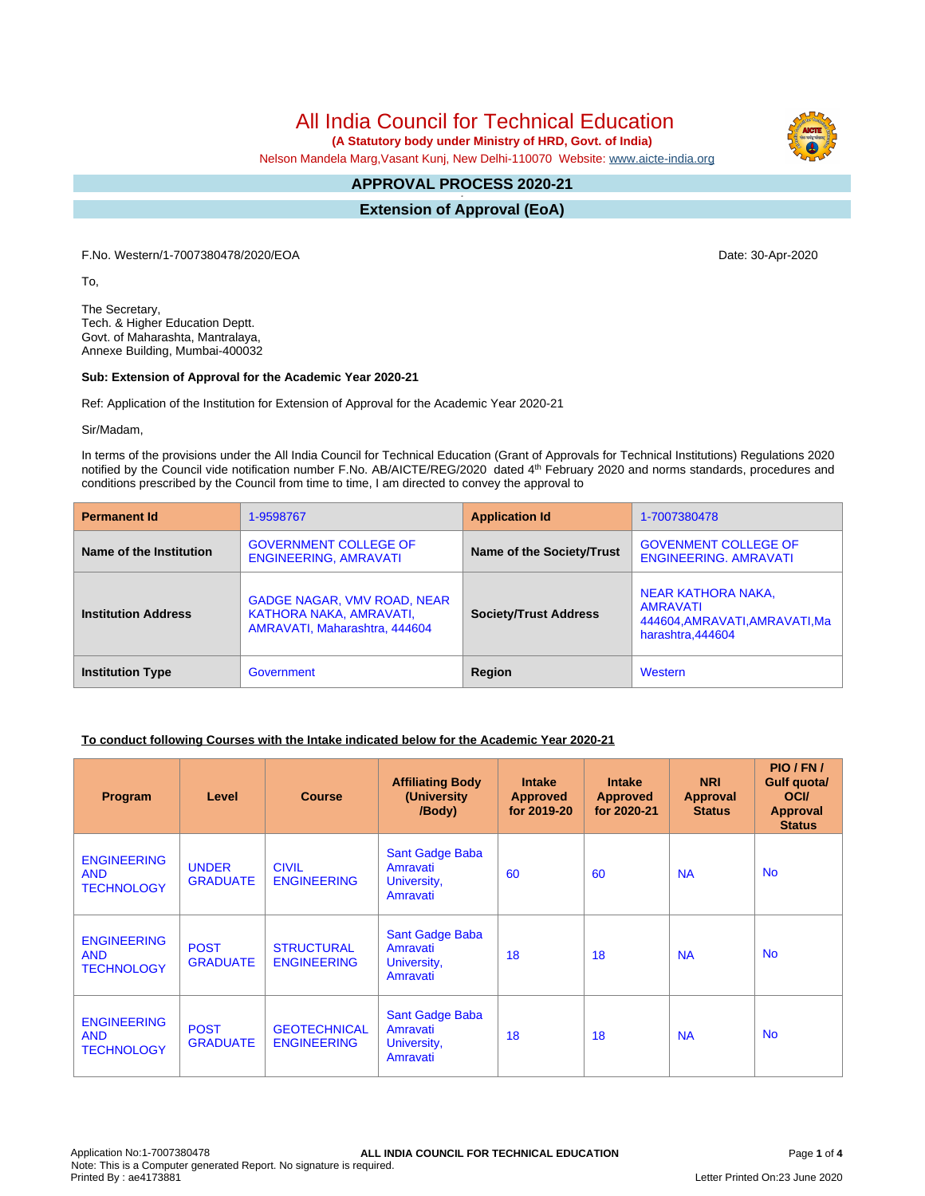# All India Council for Technical Education

**(A Statutory body under Ministry of HRD, Govt. of India)**

Nelson Mandela Marg,Vasant Kunj, New Delhi-110070 Website: www.aicte-india.org

## APPROVAL PROCESS 2020-21

## Extension of Approval (EoA)

F.No. Western/1-7007380478/2020/EOA

Date: 30-Apr-2020

To,

The Secretary,
Tech. & Higher Education Deptt.
Govt. of Maharashta, Mantralaya,
Annexe Building, Mumbai-400032

**Sub: Extension of Approval for the Academic Year 2020-21**

Ref: Application of the Institution for Extension of Approval for the Academic Year 2020-21

Sir/Madam,

In terms of the provisions under the All India Council for Technical Education (Grant of Approvals for Technical Institutions) Regulations 2020 notified by the Council vide notification number F.No. AB/AICTE/REG/2020 dated 4th February 2020 and norms standards, procedures and conditions prescribed by the Council from time to time, I am directed to convey the approval to

| **Permanent Id** | 1-9598767 | **Application Id** | 1-7007380478 |
|---|---|---|---|
| **Name of the Institution** | GOVERNMENT COLLEGE OF ENGINEERING, AMRAVATI | **Name of the Society/Trust** | GOVENMENT COLLEGE OF ENGINEERING. AMRAVATI |
| **Institution Address** | GADGE NAGAR, VMV ROAD, NEAR KATHORA NAKA, AMRAVATI, AMRAVATI, Maharashtra, 444604 | **Society/Trust Address** | NEAR KATHORA NAKA, AMRAVATI 444604,AMRAVATI,AMRAVATI,Maharashtra,444604 |
| **Institution Type** | Government | **Region** | Western |

**To conduct following Courses with the Intake indicated below for the Academic Year 2020-21**

| Program | Level | Course | Affiliating Body (University /Body) | Intake Approved for 2019-20 | Intake Approved for 2020-21 | NRI Approval Status | PIO / FN / Gulf quota/ OCI/ Approval Status |
|---|---|---|---|---|---|---|---|
| ENGINEERING AND TECHNOLOGY | UNDER GRADUATE | CIVIL ENGINEERING | Sant Gadge Baba Amravati University, Amravati | 60 | 60 | NA | No |
| ENGINEERING AND TECHNOLOGY | POST GRADUATE | STRUCTURAL ENGINEERING | Sant Gadge Baba Amravati University, Amravati | 18 | 18 | NA | No |
| ENGINEERING AND TECHNOLOGY | POST GRADUATE | GEOTECHNICAL ENGINEERING | Sant Gadge Baba Amravati University, Amravati | 18 | 18 | NA | No |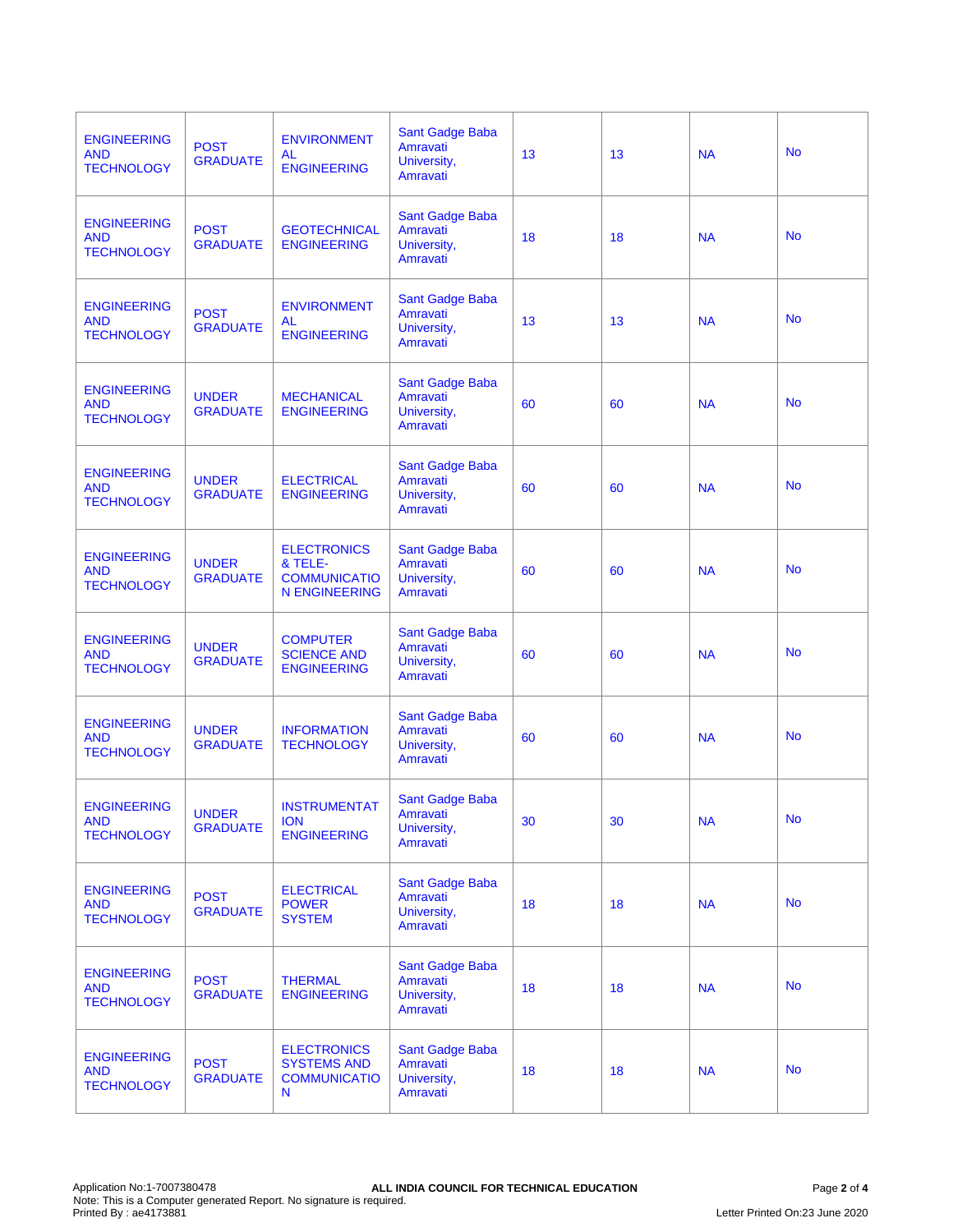| ENGINEERING AND TECHNOLOGY | POST GRADUATE | ENVIRONMENTAL ENGINEERING | Sant Gadge Baba Amravati University, Amravati | 13 | 13 | NA | No |
|---|---|---|---|---|---|---|---|
| ENGINEERING AND TECHNOLOGY | POST GRADUATE | GEOTECHNICAL ENGINEERING | Sant Gadge Baba Amravati University, Amravati | 18 | 18 | NA | No |
| ENGINEERING AND TECHNOLOGY | POST GRADUATE | ENVIRONMENTAL ENGINEERING | Sant Gadge Baba Amravati University, Amravati | 13 | 13 | NA | No |
| ENGINEERING AND TECHNOLOGY | UNDER GRADUATE | MECHANICAL ENGINEERING | Sant Gadge Baba Amravati University, Amravati | 60 | 60 | NA | No |
| ENGINEERING AND TECHNOLOGY | UNDER GRADUATE | ELECTRICAL ENGINEERING | Sant Gadge Baba Amravati University, Amravati | 60 | 60 | NA | No |
| ENGINEERING AND TECHNOLOGY | UNDER GRADUATE | ELECTRONICS & TELE-COMMUNICATION ENGINEERING | Sant Gadge Baba Amravati University, Amravati | 60 | 60 | NA | No |
| ENGINEERING AND TECHNOLOGY | UNDER GRADUATE | COMPUTER SCIENCE AND ENGINEERING | Sant Gadge Baba Amravati University, Amravati | 60 | 60 | NA | No |
| ENGINEERING AND TECHNOLOGY | UNDER GRADUATE | INFORMATION TECHNOLOGY | Sant Gadge Baba Amravati University, Amravati | 60 | 60 | NA | No |
| ENGINEERING AND TECHNOLOGY | UNDER GRADUATE | INSTRUMENTATION ENGINEERING | Sant Gadge Baba Amravati University, Amravati | 30 | 30 | NA | No |
| ENGINEERING AND TECHNOLOGY | POST GRADUATE | ELECTRICAL POWER SYSTEM | Sant Gadge Baba Amravati University, Amravati | 18 | 18 | NA | No |
| ENGINEERING AND TECHNOLOGY | POST GRADUATE | THERMAL ENGINEERING | Sant Gadge Baba Amravati University, Amravati | 18 | 18 | NA | No |
| ENGINEERING AND TECHNOLOGY | POST GRADUATE | ELECTRONICS SYSTEMS AND COMMUNICATION | Sant Gadge Baba Amravati University, Amravati | 18 | 18 | NA | No |

Application No:1-7007380478
Note: This is a Computer generated Report. No signature is required.
Printed By : ae4173881

**ALL INDIA COUNCIL FOR TECHNICAL EDUCATION**

Letter Printed On:23 June 2020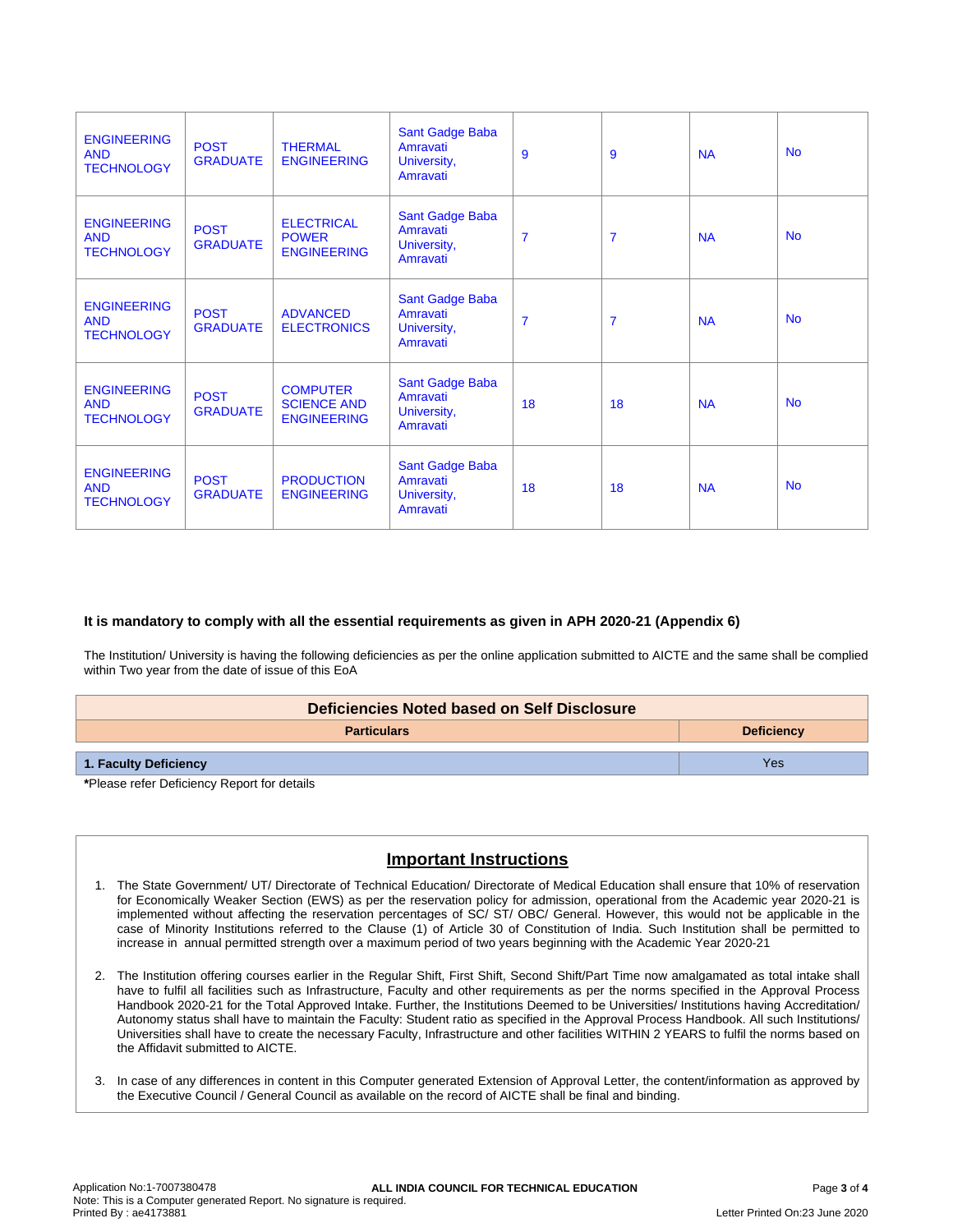| ENGINEERING AND TECHNOLOGY | POST GRADUATE | THERMAL ENGINEERING | Sant Gadge Baba Amravati University, Amravati | 9 | 9 | NA | No |
|---|---|---|---|---|---|---|---|
| ENGINEERING AND TECHNOLOGY | POST GRADUATE | ELECTRICAL POWER ENGINEERING | Sant Gadge Baba Amravati University, Amravati | 7 | 7 | NA | No |
| ENGINEERING AND TECHNOLOGY | POST GRADUATE | ADVANCED ELECTRONICS | Sant Gadge Baba Amravati University, Amravati | 7 | 7 | NA | No |
| ENGINEERING AND TECHNOLOGY | POST GRADUATE | COMPUTER SCIENCE AND ENGINEERING | Sant Gadge Baba Amravati University, Amravati | 18 | 18 | NA | No |
| ENGINEERING AND TECHNOLOGY | POST GRADUATE | PRODUCTION ENGINEERING | Sant Gadge Baba Amravati University, Amravati | 18 | 18 | NA | No |

**It is mandatory to comply with all the essential requirements as given in APH 2020-21 (Appendix 6)**

The Institution/ University is having the following deficiencies as per the online application submitted to AICTE and the same shall be complied within Two year from the date of issue of this EoA

| Deficiencies Noted based on Self Disclosure | |
|---|---|
| **Particulars** | **Deficiency** |
| **1. Faculty Deficiency** | Yes |

***Please refer Deficiency Report for details**

## Important Instructions

1. The State Government/ UT/ Directorate of Technical Education/ Directorate of Medical Education shall ensure that 10% of reservation for Economically Weaker Section (EWS) as per the reservation policy for admission, operational from the Academic year 2020-21 is implemented without affecting the reservation percentages of SC/ ST/ OBC/ General. However, this would not be applicable in the case of Minority Institutions referred to the Clause (1) of Article 30 of Constitution of India. Such Institution shall be permitted to increase in annual permitted strength over a maximum period of two years beginning with the Academic Year 2020-21

2. The Institution offering courses earlier in the Regular Shift, First Shift, Second Shift/Part Time now amalgamated as total intake shall have to fulfil all facilities such as Infrastructure, Faculty and other requirements as per the norms specified in the Approval Process Handbook 2020-21 for the Total Approved Intake. Further, the Institutions Deemed to be Universities/ Institutions having Accreditation/ Autonomy status shall have to maintain the Faculty: Student ratio as specified in the Approval Process Handbook. All such Institutions/ Universities shall have to create the necessary Faculty, Infrastructure and other facilities WITHIN 2 YEARS to fulfil the norms based on the Affidavit submitted to AICTE.

3. In case of any differences in content in this Computer generated Extension of Approval Letter, the content/information as approved by the Executive Council / General Council as available on the record of AICTE shall be final and binding.

Application No:1-7007380478
Note: This is a Computer generated Report. No signature is required.
Printed By : ae4173881
Letter Printed On:23 June 2020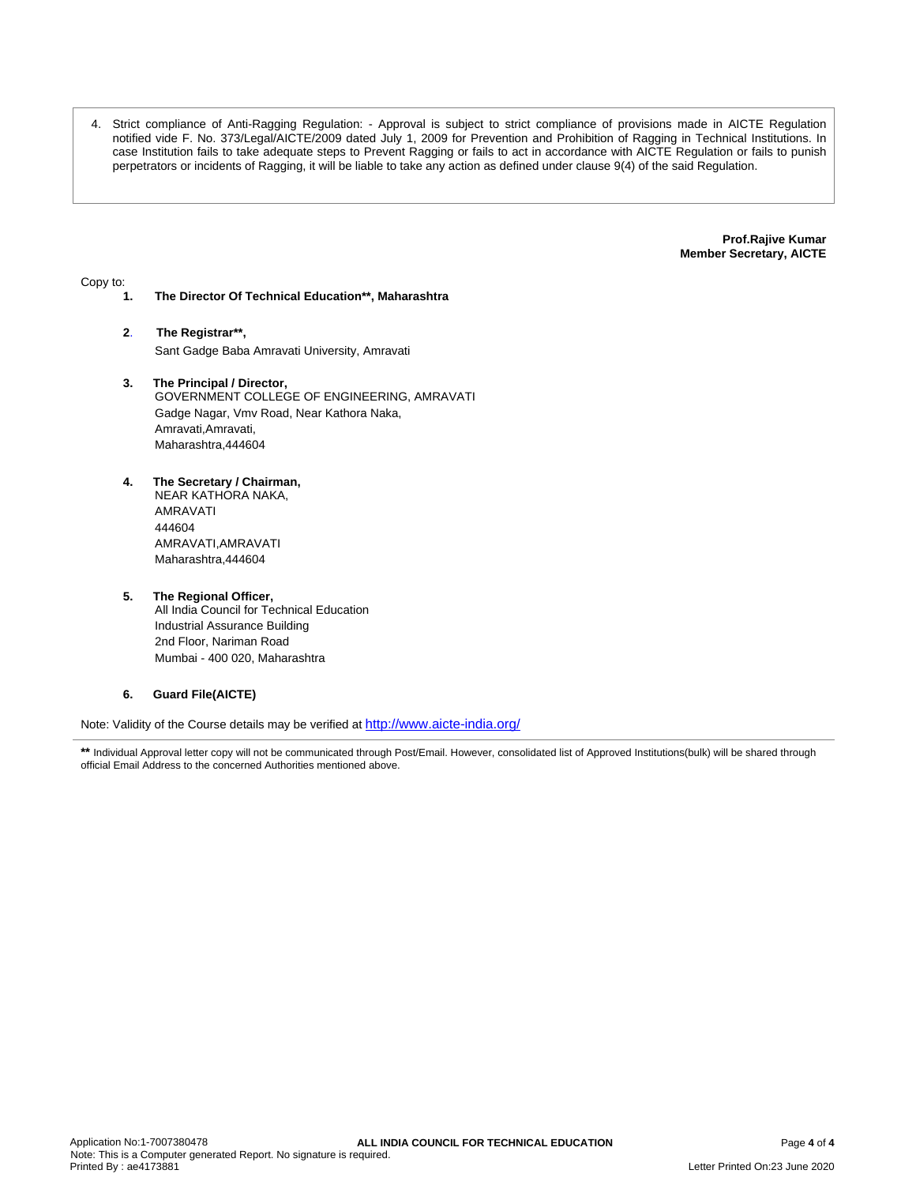4. Strict compliance of Anti-Ragging Regulation: - Approval is subject to strict compliance of provisions made in AICTE Regulation notified vide F. No. 373/Legal/AICTE/2009 dated July 1, 2009 for Prevention and Prohibition of Ragging in Technical Institutions. In case Institution fails to take adequate steps to Prevent Ragging or fails to act in accordance with AICTE Regulation or fails to punish perpetrators or incidents of Ragging, it will be liable to take any action as defined under clause 9(4) of the said Regulation.

**Prof.Rajive Kumar**
**Member Secretary, AICTE**

Copy to:

1. **The Director Of Technical Education\*\*, Maharashtra**

2. **The Registrar\*\*,**
   Sant Gadge Baba Amravati University, Amravati

3. **The Principal / Director,**
   GOVERNMENT COLLEGE OF ENGINEERING, AMRAVATI
   Gadge Nagar, Vmv Road, Near Kathora Naka,
   Amravati,Amravati,
   Maharashtra,444604

4. **The Secretary / Chairman,**
   NEAR KATHORA NAKA,
   AMRAVATI
   444604
   AMRAVATI,AMRAVATI
   Maharashtra,444604

5. **The Regional Officer,**
   All India Council for Technical Education
   Industrial Assurance Building
   2nd Floor, Nariman Road
   Mumbai - 400 020, Maharashtra

6. **Guard File(AICTE)**

Note: Validity of the Course details may be verified at http://www.aicte-india.org/

---

**\*\*** Individual Approval letter copy will not be communicated through Post/Email. However, consolidated list of Approved Institutions(bulk) will be shared through official Email Address to the concerned Authorities mentioned above.

Application No:1-7007380478
Note: This is a Computer generated Report. No signature is required.
Printed By : ae4173881
Letter Printed On:23 June 2020